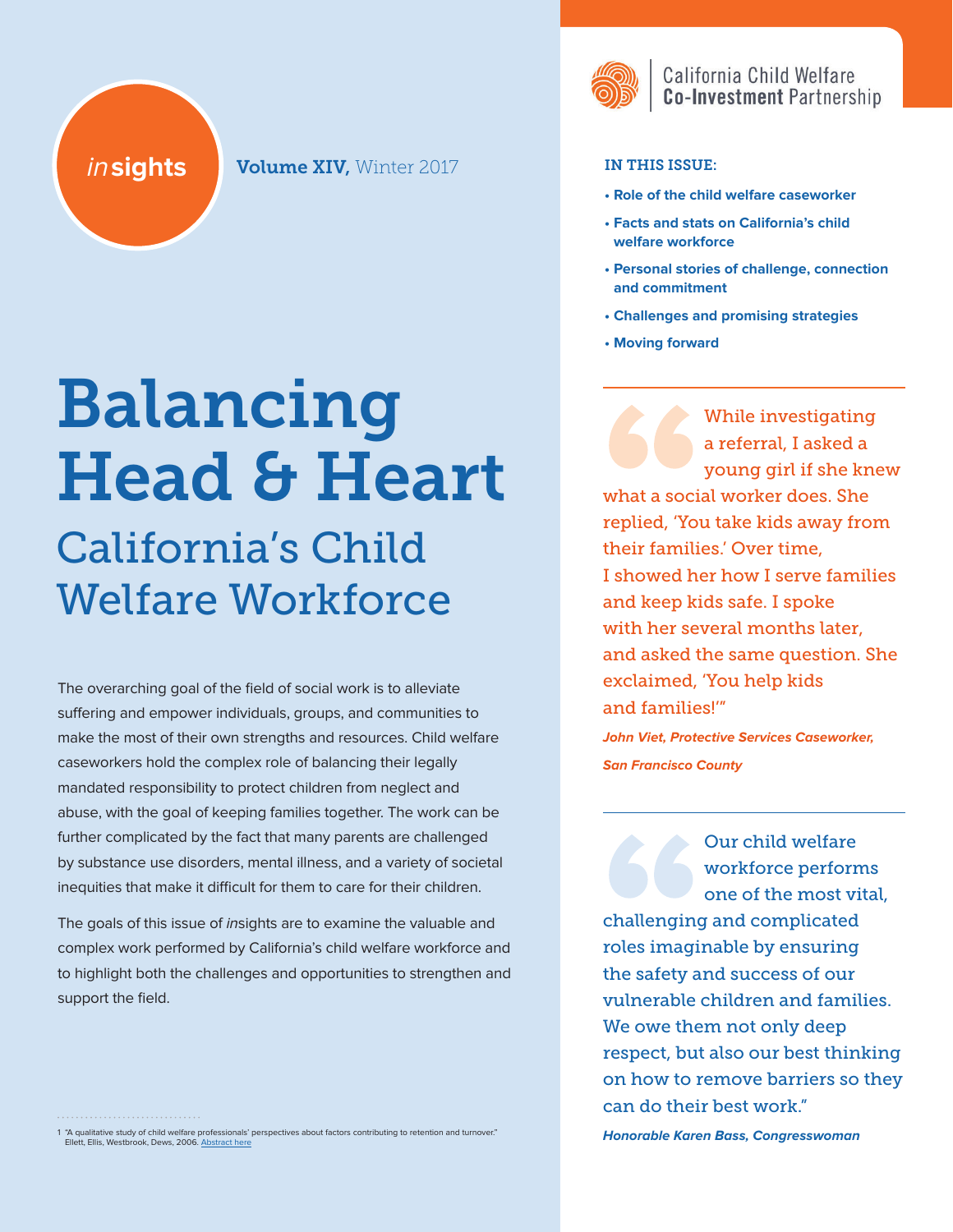*in*sights **Volume XIV,** Winter 2017

California Child Welfare **Co-Investment** Partnership

# Balancing Head & Heart

## California's Child Welfare Workforce

The overarching goal of the field of social work is to alleviate suffering and empower individuals, groups, and communities to make the most of their own strengths and resources. Child welfare caseworkers hold the complex role of balancing their legally mandated responsibility to protect children from neglect and abuse, with the goal of keeping families together. The work can be further complicated by the fact that many parents are challenged by substance use disorders, mental illness, and a variety of societal inequities that make it difficult for them to care for their children.

The goals of this issue of *in*sights are to examine the valuable and complex work performed by California's child welfare workforce and to highlight both the challenges and opportunities to strengthen and support the field.

**IN THIS ISSUE:**

- **Role of the child welfare caseworker**
- **Facts and stats on California's child welfare workforce**
- **Personal stories of challenge, connection and commitment**
- **Challenges and promising strategies**
- **Moving forward**

> "While investigating a referral, I asked a young girl if she knew what a social worker does. She replied, 'You take kids away from their families.' Over time, I showed her how I serve families and keep kids safe. I spoke with her several months later, and asked the same question. She exclaimed, 'You help kids and families!'"
>
> ***John Viet, Protective Services Caseworker, San Francisco County***

> "Our child welfare workforce performs one of the most vital, challenging and complicated roles imaginable by ensuring the safety and success of our vulnerable children and families. We owe them not only deep respect, but also our best thinking on how to remove barriers so they can do their best work."
>
> ***Honorable Karen Bass, Congresswoman***

1 "A qualitative study of child welfare professionals' perspectives about factors contributing to retention and turnover." Ellett, Ellis, Westbrook, Dews, 2006. Abstract here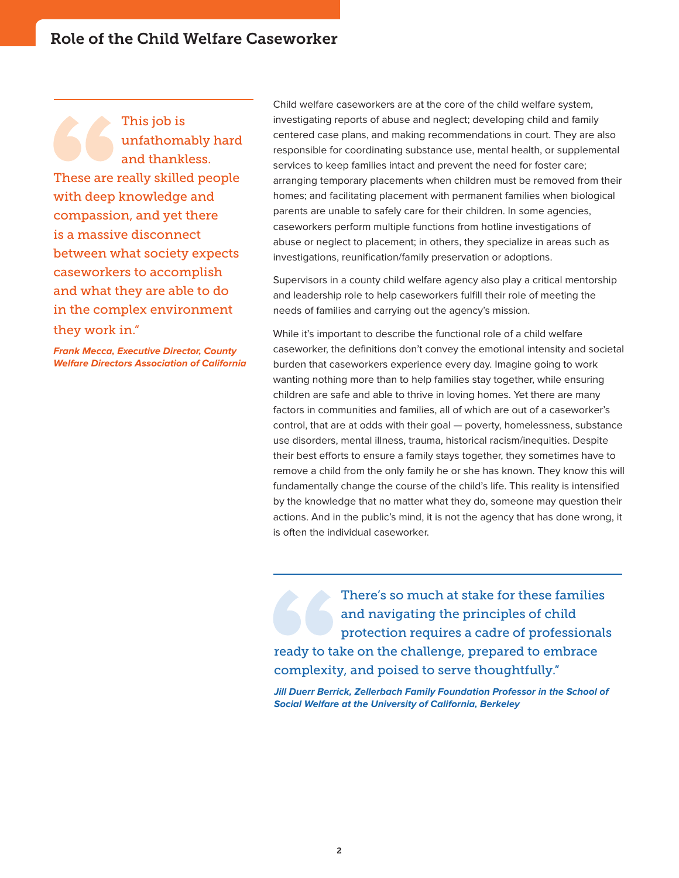## Role of the Child Welfare Caseworker

> This job is unfathomably hard and thankless. These are really skilled people with deep knowledge and compassion, and yet there is a massive disconnect between what society expects caseworkers to accomplish and what they are able to do in the complex environment they work in."
>
> ***Frank Mecca, Executive Director, County Welfare Directors Association of California***

Child welfare caseworkers are at the core of the child welfare system, investigating reports of abuse and neglect; developing child and family centered case plans, and making recommendations in court. They are also responsible for coordinating substance use, mental health, or supplemental services to keep families intact and prevent the need for foster care; arranging temporary placements when children must be removed from their homes; and facilitating placement with permanent families when biological parents are unable to safely care for their children. In some agencies, caseworkers perform multiple functions from hotline investigations of abuse or neglect to placement; in others, they specialize in areas such as investigations, reunification/family preservation or adoptions.

Supervisors in a county child welfare agency also play a critical mentorship and leadership role to help caseworkers fulfill their role of meeting the needs of families and carrying out the agency's mission.

While it's important to describe the functional role of a child welfare caseworker, the definitions don't convey the emotional intensity and societal burden that caseworkers experience every day. Imagine going to work wanting nothing more than to help families stay together, while ensuring children are safe and able to thrive in loving homes. Yet there are many factors in communities and families, all of which are out of a caseworker's control, that are at odds with their goal — poverty, homelessness, substance use disorders, mental illness, trauma, historical racism/inequities. Despite their best efforts to ensure a family stays together, they sometimes have to remove a child from the only family he or she has known. They know this will fundamentally change the course of the child's life. This reality is intensified by the knowledge that no matter what they do, someone may question their actions. And in the public's mind, it is not the agency that has done wrong, it is often the individual caseworker.

> There's so much at stake for these families and navigating the principles of child protection requires a cadre of professionals ready to take on the challenge, prepared to embrace complexity, and poised to serve thoughtfully."
>
> ***Jill Duerr Berrick, Zellerbach Family Foundation Professor in the School of Social Welfare at the University of California, Berkeley***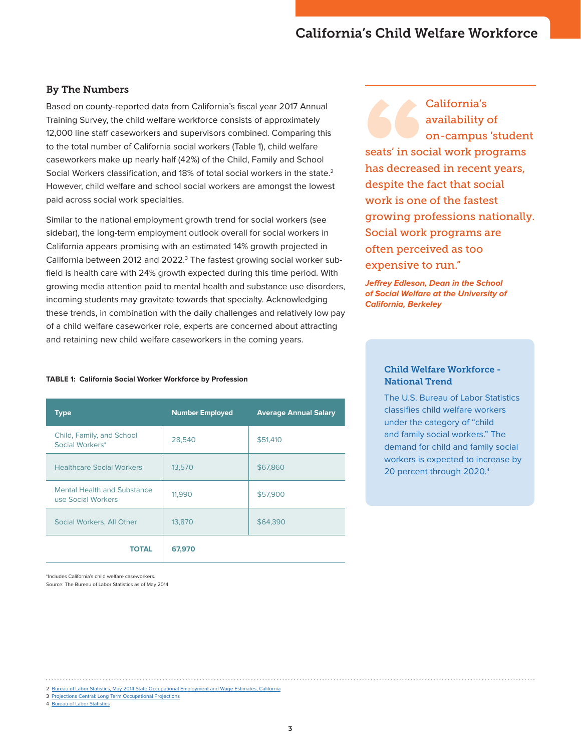## By The Numbers

Based on county-reported data from California's fiscal year 2017 Annual Training Survey, the child welfare workforce consists of approximately 12,000 line staff caseworkers and supervisors combined. Comparing this to the total number of California social workers (Table 1), child welfare caseworkers make up nearly half (42%) of the Child, Family and School Social Workers classification, and 18% of total social workers in the state.[2] However, child welfare and school social workers are amongst the lowest paid across social work specialties.

Similar to the national employment growth trend for social workers (see sidebar), the long-term employment outlook overall for social workers in California appears promising with an estimated 14% growth projected in California between 2012 and 2022.[3] The fastest growing social worker sub-field is health care with 24% growth expected during this time period. With growing media attention paid to mental health and substance use disorders, incoming students may gravitate towards that specialty. Acknowledging these trends, in combination with the daily challenges and relatively low pay of a child welfare caseworker role, experts are concerned about attracting and retaining new child welfare caseworkers in the coming years.

**TABLE 1: California Social Worker Workforce by Profession**

| Type | Number Employed | Average Annual Salary |
|---|---|---|
| Child, Family, and School Social Workers* | 28,540 | $51,410 |
| Healthcare Social Workers | 13,570 | $67,860 |
| Mental Health and Substance use Social Workers | 11,990 | $57,900 |
| Social Workers, All Other | 13,870 | $64,390 |
| **TOTAL** | **67,970** | |

*Includes California's child welfare caseworkers.
Source: The Bureau of Labor Statistics as of May 2014

> "California's availability of on-campus 'student seats' in social work programs has decreased in recent years, despite the fact that social work is one of the fastest growing professions nationally. Social work programs are often perceived as too expensive to run."
>
> ***Jeffrey Edleson, Dean in the School of Social Welfare at the University of California, Berkeley***

### Child Welfare Workforce - National Trend

The U.S. Bureau of Labor Statistics classifies child welfare workers under the category of "child and family social workers." The demand for child and family social workers is expected to increase by 20 percent through 2020.[4]

---

2 Bureau of Labor Statistics, May 2014 State Occupational Employment and Wage Estimates, California
3 Projections Central: Long Term Occupational Projections
4 Bureau of Labor Statistics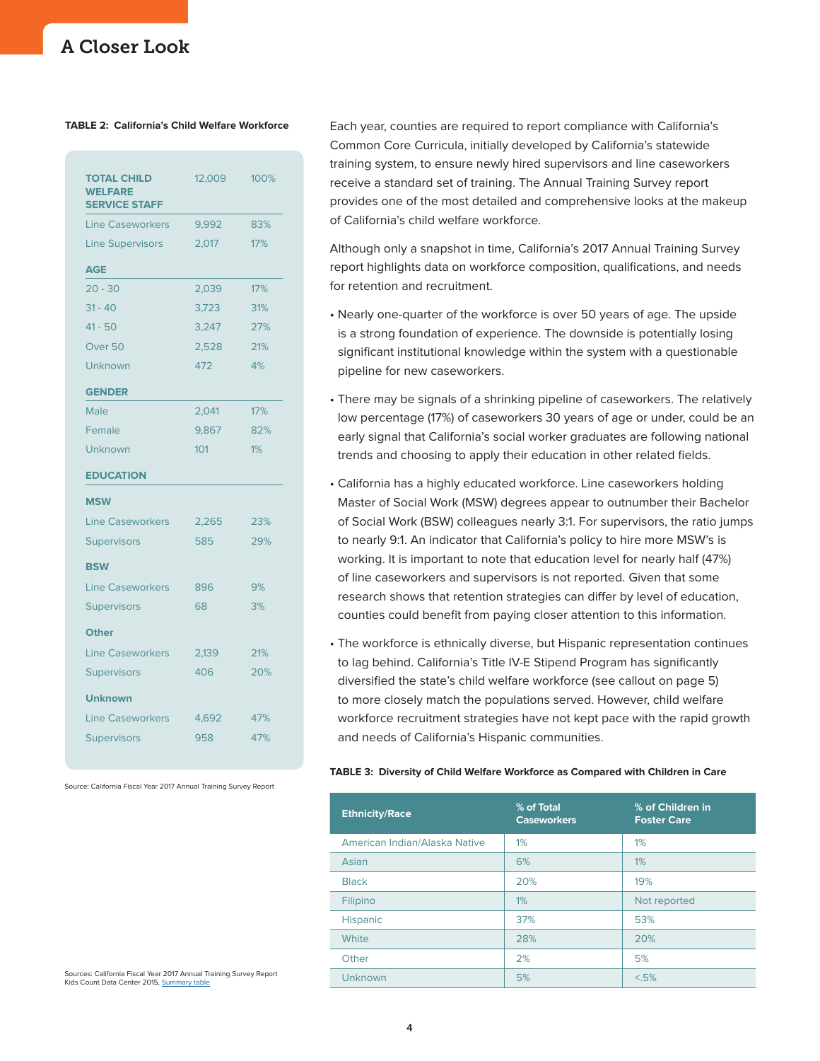## A Closer Look

**TABLE 2: California's Child Welfare Workforce**

| | | |
|---|---|---|
| **TOTAL CHILD WELFARE SERVICE STAFF** | 12,009 | 100% |
| Line Caseworkers | 9,992 | 83% |
| Line Supervisors | 2,017 | 17% |
| **AGE** | | |
| 20 - 30 | 2,039 | 17% |
| 31 - 40 | 3,723 | 31% |
| 41 - 50 | 3,247 | 27% |
| Over 50 | 2,528 | 21% |
| Unknown | 472 | 4% |
| **GENDER** | | |
| Male | 2,041 | 17% |
| Female | 9,867 | 82% |
| Unknown | 101 | 1% |
| **EDUCATION** | | |
| **MSW** | | |
| Line Caseworkers | 2,265 | 23% |
| Supervisors | 585 | 29% |
| **BSW** | | |
| Line Caseworkers | 896 | 9% |
| Supervisors | 68 | 3% |
| **Other** | | |
| Line Caseworkers | 2,139 | 21% |
| Supervisors | 406 | 20% |
| **Unknown** | | |
| Line Caseworkers | 4,692 | 47% |
| Supervisors | 958 | 47% |

Source: California Fiscal Year 2017 Annual Training Survey Report

Each year, counties are required to report compliance with California's Common Core Curricula, initially developed by California's statewide training system, to ensure newly hired supervisors and line caseworkers receive a standard set of training. The Annual Training Survey report provides one of the most detailed and comprehensive looks at the makeup of California's child welfare workforce.

Although only a snapshot in time, California's 2017 Annual Training Survey report highlights data on workforce composition, qualifications, and needs for retention and recruitment.

- Nearly one-quarter of the workforce is over 50 years of age. The upside is a strong foundation of experience. The downside is potentially losing significant institutional knowledge within the system with a questionable pipeline for new caseworkers.
- There may be signals of a shrinking pipeline of caseworkers. The relatively low percentage (17%) of caseworkers 30 years of age or under, could be an early signal that California's social worker graduates are following national trends and choosing to apply their education in other related fields.
- California has a highly educated workforce. Line caseworkers holding Master of Social Work (MSW) degrees appear to outnumber their Bachelor of Social Work (BSW) colleagues nearly 3:1. For supervisors, the ratio jumps to nearly 9:1. An indicator that California's policy to hire more MSW's is working. It is important to note that education level for nearly half (47%) of line caseworkers and supervisors is not reported. Given that some research shows that retention strategies can differ by level of education, counties could benefit from paying closer attention to this information.
- The workforce is ethnically diverse, but Hispanic representation continues to lag behind. California's Title IV-E Stipend Program has significantly diversified the state's child welfare workforce (see callout on page 5) to more closely match the populations served. However, child welfare workforce recruitment strategies have not kept pace with the rapid growth and needs of California's Hispanic communities.

**TABLE 3: Diversity of Child Welfare Workforce as Compared with Children in Care**

| Ethnicity/Race | % of Total Caseworkers | % of Children in Foster Care |
|---|---|---|
| American Indian/Alaska Native | 1% | 1% |
| Asian | 6% | 1% |
| Black | 20% | 19% |
| Filipino | 1% | Not reported |
| Hispanic | 37% | 53% |
| White | 28% | 20% |
| Other | 2% | 5% |
| Unknown | 5% | <.5% |

Sources: California Fiscal Year 2017 Annual Training Survey Report
Kids Count Data Center 2015, Summary table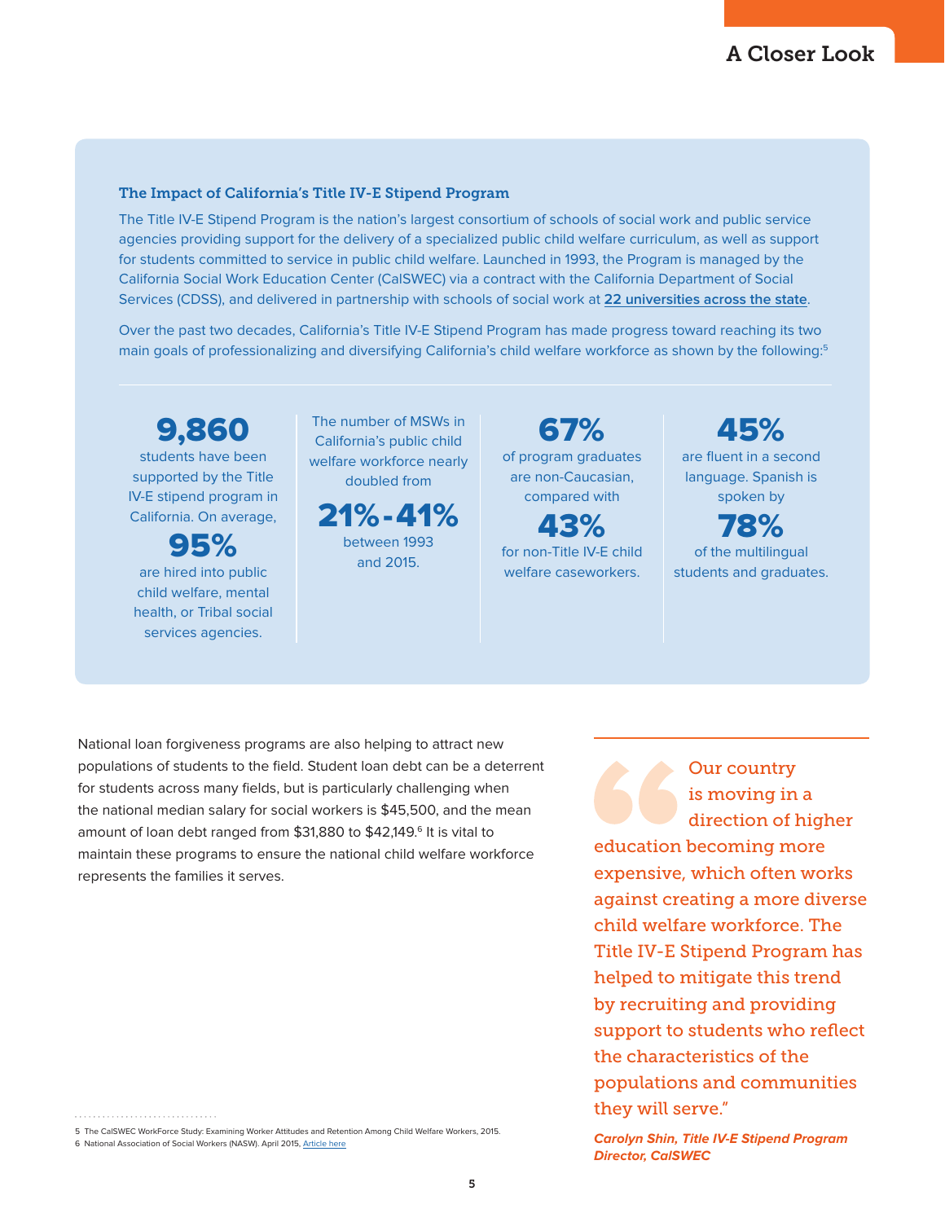## The Impact of California's Title IV-E Stipend Program

The Title IV-E Stipend Program is the nation's largest consortium of schools of social work and public service agencies providing support for the delivery of a specialized public child welfare curriculum, as well as support for students committed to service in public child welfare. Launched in 1993, the Program is managed by the California Social Work Education Center (CalSWEC) via a contract with the California Department of Social Services (CDSS), and delivered in partnership with schools of social work at **22 universities across the state**.

Over the past two decades, California's Title IV-E Stipend Program has made progress toward reaching its two main goals of professionalizing and diversifying California's child welfare workforce as shown by the following:[5]

**9,860** students have been supported by the Title IV-E stipend program in California. On average, **95%** are hired into public child welfare, mental health, or Tribal social services agencies.

The number of MSWs in California's public child welfare workforce nearly doubled from **21%-41%** between 1993 and 2015.

**67%** of program graduates are non-Caucasian, compared with **43%** for non-Title IV-E child welfare caseworkers.

**45%** are fluent in a second language. Spanish is spoken by **78%** of the multilingual students and graduates.

National loan forgiveness programs are also helping to attract new populations of students to the field. Student loan debt can be a deterrent for students across many fields, but is particularly challenging when the national median salary for social workers is $45,500, and the mean amount of loan debt ranged from $31,880 to $42,149.[6] It is vital to maintain these programs to ensure the national child welfare workforce represents the families it serves.

> "Our country is moving in a direction of higher education becoming more expensive, which often works against creating a more diverse child welfare workforce. The Title IV-E Stipend Program has helped to mitigate this trend by recruiting and providing support to students who reflect the characteristics of the populations and communities they will serve."
>
> ***Carolyn Shin, Title IV-E Stipend Program Director, CalSWEC***

5 The CalSWEC WorkForce Study: Examining Worker Attitudes and Retention Among Child Welfare Workers, 2015.

6 National Association of Social Workers (NASW). April 2015, Article here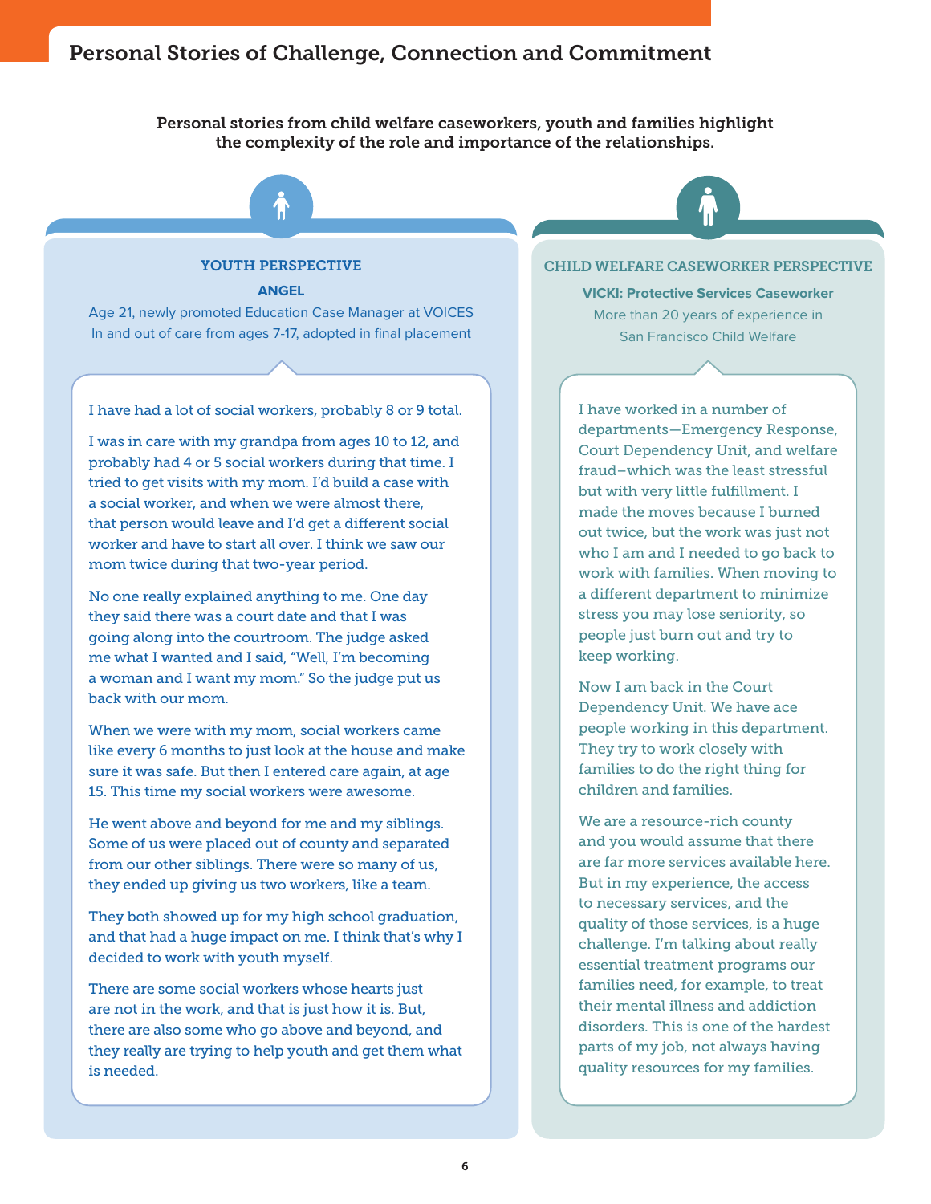# Personal Stories of Challenge, Connection and Commitment

**Personal stories from child welfare caseworkers, youth and families highlight the complexity of the role and importance of the relationships.**

## YOUTH PERSPECTIVE

**ANGEL**

Age 21, newly promoted Education Case Manager at VOICES
In and out of care from ages 7-17, adopted in final placement

I have had a lot of social workers, probably 8 or 9 total.

I was in care with my grandpa from ages 10 to 12, and probably had 4 or 5 social workers during that time. I tried to get visits with my mom. I'd build a case with a social worker, and when we were almost there, that person would leave and I'd get a different social worker and have to start all over. I think we saw our mom twice during that two-year period.

No one really explained anything to me. One day they said there was a court date and that I was going along into the courtroom. The judge asked me what I wanted and I said, "Well, I'm becoming a woman and I want my mom." So the judge put us back with our mom.

When we were with my mom, social workers came like every 6 months to just look at the house and make sure it was safe. But then I entered care again, at age 15. This time my social workers were awesome.

He went above and beyond for me and my siblings. Some of us were placed out of county and separated from our other siblings. There were so many of us, they ended up giving us two workers, like a team.

They both showed up for my high school graduation, and that had a huge impact on me. I think that's why I decided to work with youth myself.

There are some social workers whose hearts just are not in the work, and that is just how it is. But, there are also some who go above and beyond, and they really are trying to help youth and get them what is needed.

## CHILD WELFARE CASEWORKER PERSPECTIVE

**VICKI: Protective Services Caseworker**

More than 20 years of experience in San Francisco Child Welfare

I have worked in a number of departments—Emergency Response, Court Dependency Unit, and welfare fraud–which was the least stressful but with very little fulfillment. I made the moves because I burned out twice, but the work was just not who I am and I needed to go back to work with families. When moving to a different department to minimize stress you may lose seniority, so people just burn out and try to keep working.

Now I am back in the Court Dependency Unit. We have ace people working in this department. They try to work closely with families to do the right thing for children and families.

We are a resource-rich county and you would assume that there are far more services available here. But in my experience, the access to necessary services, and the quality of those services, is a huge challenge. I'm talking about really essential treatment programs our families need, for example, to treat their mental illness and addiction disorders. This is one of the hardest parts of my job, not always having quality resources for my families.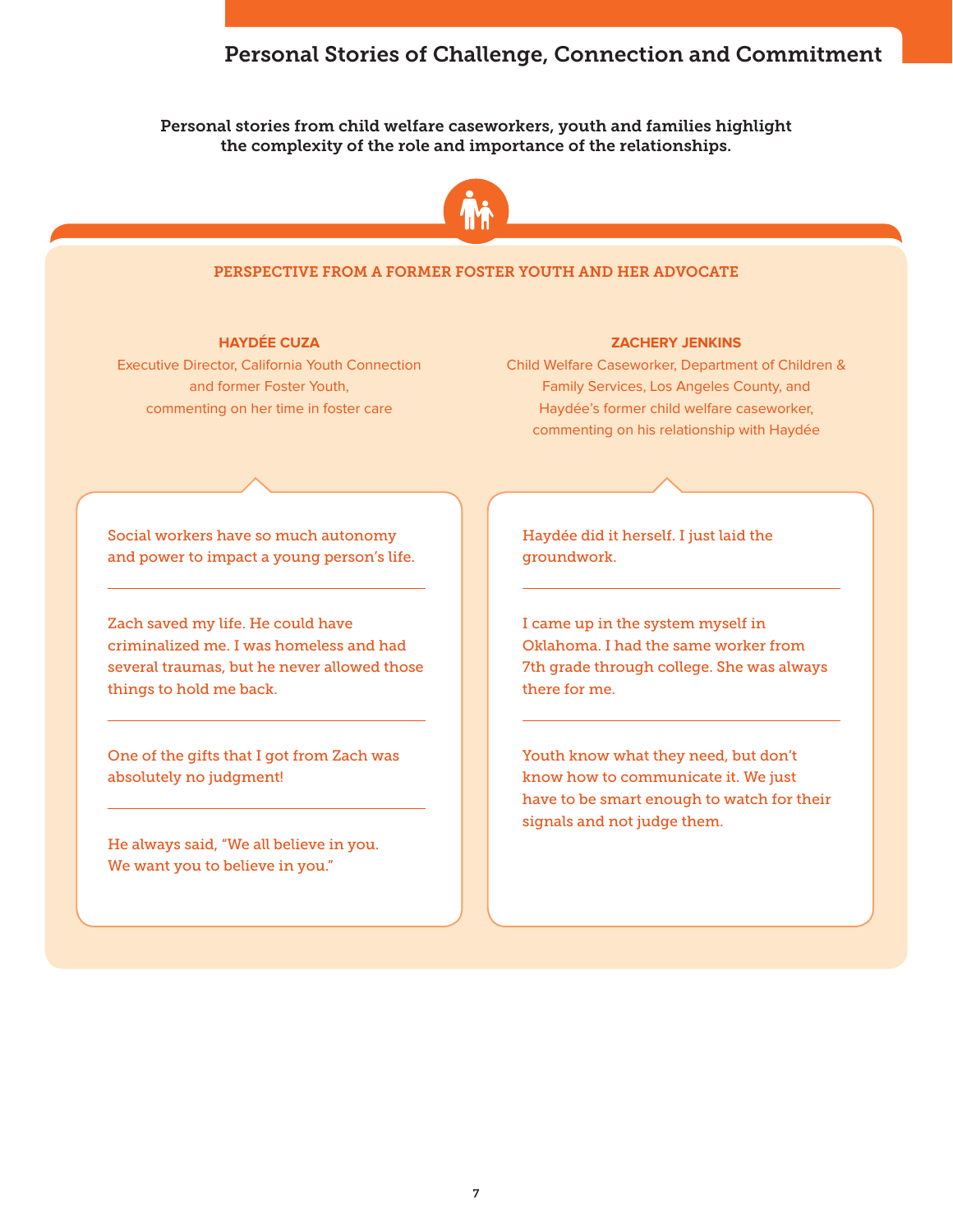# Personal Stories of Challenge, Connection and Commitment

**Personal stories from child welfare caseworkers, youth and families highlight the complexity of the role and importance of the relationships.**

## PERSPECTIVE FROM A FORMER FOSTER YOUTH AND HER ADVOCATE

### HAYDÉE CUZA

Executive Director, California Youth Connection and former Foster Youth, commenting on her time in foster care

Social workers have so much autonomy and power to impact a young person's life.

---

Zach saved my life. He could have criminalized me. I was homeless and had several traumas, but he never allowed those things to hold me back.

---

One of the gifts that I got from Zach was absolutely no judgment!

---

He always said, "We all believe in you. We want you to believe in you."

### ZACHERY JENKINS

Child Welfare Caseworker, Department of Children & Family Services, Los Angeles County, and Haydée's former child welfare caseworker, commenting on his relationship with Haydée

Haydée did it herself. I just laid the groundwork.

---

I came up in the system myself in Oklahoma. I had the same worker from 7th grade through college. She was always there for me.

---

Youth know what they need, but don't know how to communicate it. We just have to be smart enough to watch for their signals and not judge them.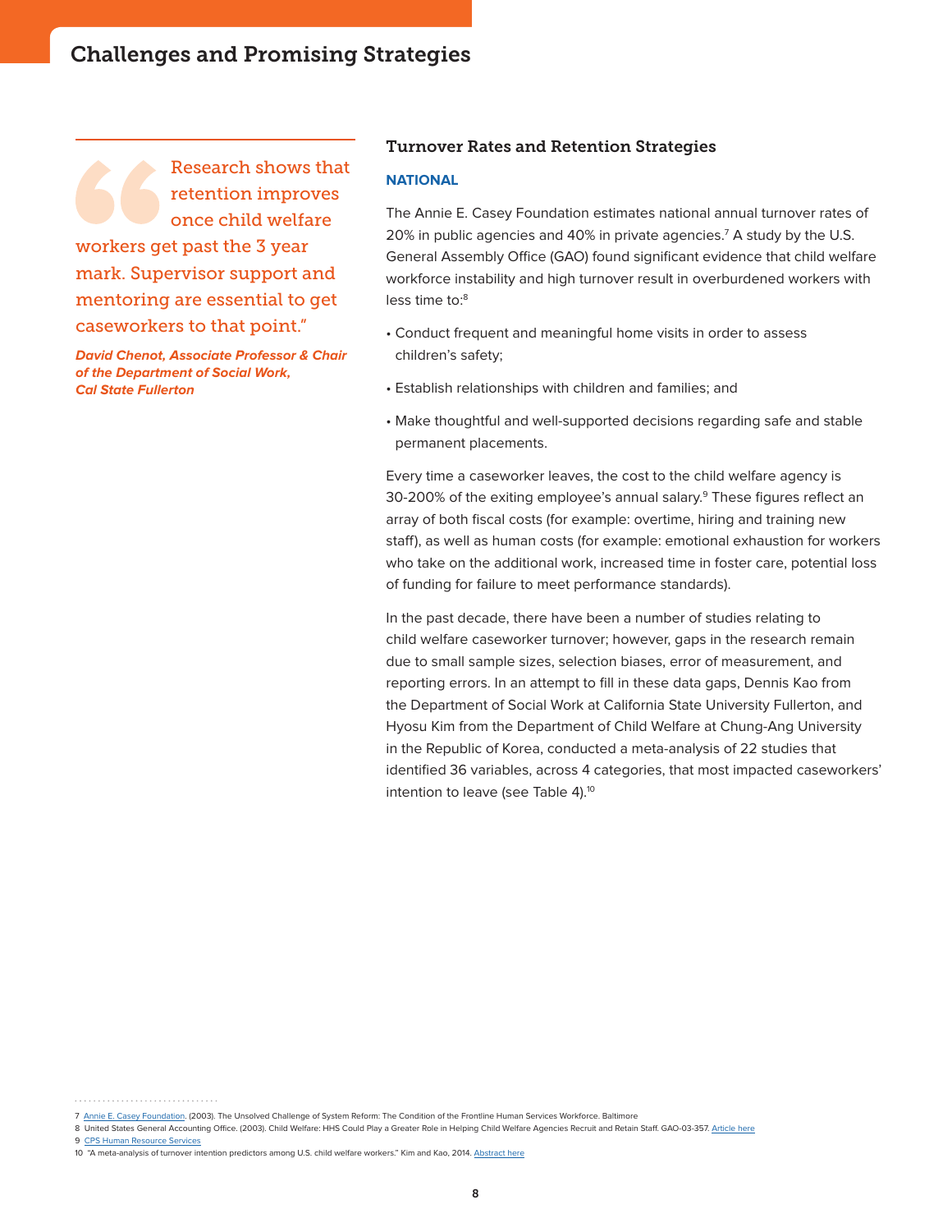## Challenges and Promising Strategies

> "Research shows that retention improves once child welfare workers get past the 3 year mark. Supervisor support and mentoring are essential to get caseworkers to that point."
>
> ***David Chenot, Associate Professor & Chair of the Department of Social Work, Cal State Fullerton***

### Turnover Rates and Retention Strategies

**NATIONAL**

The Annie E. Casey Foundation estimates national annual turnover rates of 20% in public agencies and 40% in private agencies.[7] A study by the U.S. General Assembly Office (GAO) found significant evidence that child welfare workforce instability and high turnover result in overburdened workers with less time to:[8]

- Conduct frequent and meaningful home visits in order to assess children's safety;
- Establish relationships with children and families; and
- Make thoughtful and well-supported decisions regarding safe and stable permanent placements.

Every time a caseworker leaves, the cost to the child welfare agency is 30-200% of the exiting employee's annual salary.[9] These figures reflect an array of both fiscal costs (for example: overtime, hiring and training new staff), as well as human costs (for example: emotional exhaustion for workers who take on the additional work, increased time in foster care, potential loss of funding for failure to meet performance standards).

In the past decade, there have been a number of studies relating to child welfare caseworker turnover; however, gaps in the research remain due to small sample sizes, selection biases, error of measurement, and reporting errors. In an attempt to fill in these data gaps, Dennis Kao from the Department of Social Work at California State University Fullerton, and Hyosu Kim from the Department of Child Welfare at Chung-Ang University in the Republic of Korea, conducted a meta-analysis of 22 studies that identified 36 variables, across 4 categories, that most impacted caseworkers' intention to leave (see Table 4).[10]

---

7 Annie E. Casey Foundation. (2003). The Unsolved Challenge of System Reform: The Condition of the Frontline Human Services Workforce. Baltimore

8 United States General Accounting Office. (2003). Child Welfare: HHS Could Play a Greater Role in Helping Child Welfare Agencies Recruit and Retain Staff. GAO-03-357. Article here

9 CPS Human Resource Services

10 "A meta-analysis of turnover intention predictors among U.S. child welfare workers." Kim and Kao, 2014. Abstract here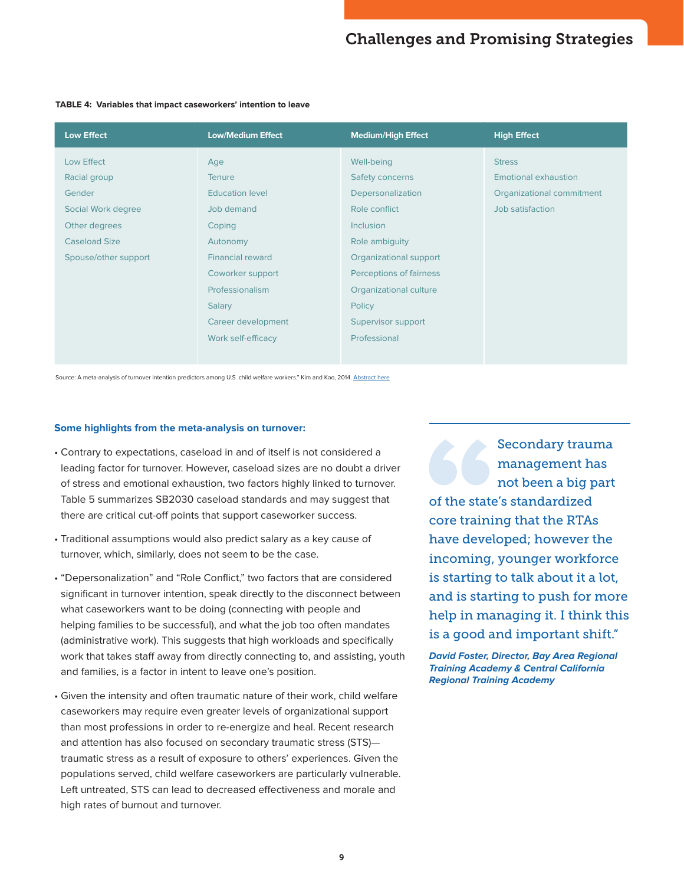**TABLE 4: Variables that impact caseworkers' intention to leave**

| Low Effect | Low/Medium Effect | Medium/High Effect | High Effect |
|---|---|---|---|
| Low Effect | Age | Well-being | Stress |
| Racial group | Tenure | Safety concerns | Emotional exhaustion |
| Gender | Education level | Depersonalization | Organizational commitment |
| Social Work degree | Job demand | Role conflict | Job satisfaction |
| Other degrees | Coping | Inclusion | |
| Caseload Size | Autonomy | Role ambiguity | |
| Spouse/other support | Financial reward | Organizational support | |
| | Coworker support | Perceptions of fairness | |
| | Professionalism | Organizational culture | |
| | Salary | Policy | |
| | Career development | Supervisor support | |
| | Work self-efficacy | Professional | |

Source: A meta-analysis of turnover intention predictors among U.S. child welfare workers." Kim and Kao, 2014. Abstract here

### Some highlights from the meta-analysis on turnover:

- Contrary to expectations, caseload in and of itself is not considered a leading factor for turnover. However, caseload sizes are no doubt a driver of stress and emotional exhaustion, two factors highly linked to turnover. Table 5 summarizes SB2030 caseload standards and may suggest that there are critical cut-off points that support caseworker success.
- Traditional assumptions would also predict salary as a key cause of turnover, which, similarly, does not seem to be the case.
- "Depersonalization" and "Role Conflict," two factors that are considered significant in turnover intention, speak directly to the disconnect between what caseworkers want to be doing (connecting with people and helping families to be successful), and what the job too often mandates (administrative work). This suggests that high workloads and specifically work that takes staff away from directly connecting to, and assisting, youth and families, is a factor in intent to leave one's position.
- Given the intensity and often traumatic nature of their work, child welfare caseworkers may require even greater levels of organizational support than most professions in order to re-energize and heal. Recent research and attention has also focused on secondary traumatic stress (STS)—traumatic stress as a result of exposure to others' experiences. Given the populations served, child welfare caseworkers are particularly vulnerable. Left untreated, STS can lead to decreased effectiveness and morale and high rates of burnout and turnover.

> "Secondary trauma management has not been a big part of the state's standardized core training that the RTAs have developed; however the incoming, younger workforce is starting to talk about it a lot, and is starting to push for more help in managing it. I think this is a good and important shift."
>
> ***David Foster, Director, Bay Area Regional Training Academy & Central California Regional Training Academy***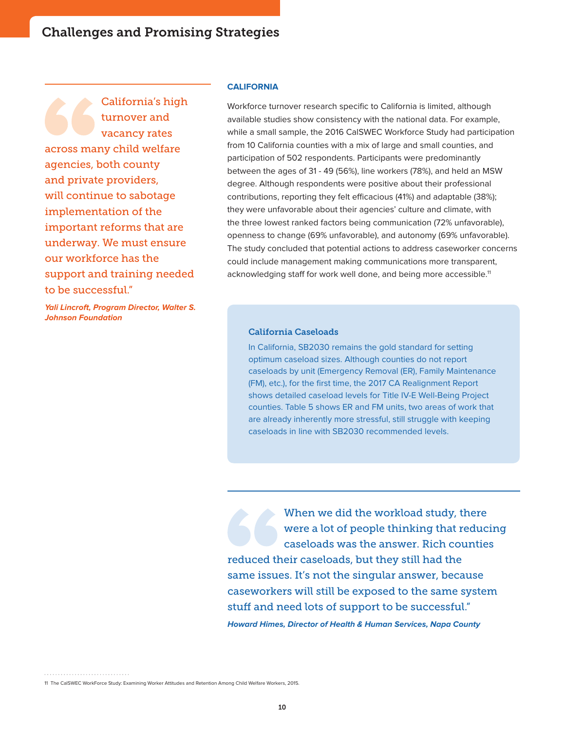## Challenges and Promising Strategies

> "California's high turnover and vacancy rates across many child welfare agencies, both county and private providers, will continue to sabotage implementation of the important reforms that are underway. We must ensure our workforce has the support and training needed to be successful."
>
> ***Yali Lincroft, Program Director, Walter S. Johnson Foundation***

### CALIFORNIA

Workforce turnover research specific to California is limited, although available studies show consistency with the national data. For example, while a small sample, the 2016 CalSWEC Workforce Study had participation from 10 California counties with a mix of large and small counties, and participation of 502 respondents. Participants were predominantly between the ages of 31 - 49 (56%), line workers (78%), and held an MSW degree. Although respondents were positive about their professional contributions, reporting they felt efficacious (41%) and adaptable (38%); they were unfavorable about their agencies' culture and climate, with the three lowest ranked factors being communication (72% unfavorable), openness to change (69% unfavorable), and autonomy (69% unfavorable). The study concluded that potential actions to address caseworker concerns could include management making communications more transparent, acknowledging staff for work well done, and being more accessible.[11]

#### California Caseloads

In California, SB2030 remains the gold standard for setting optimum caseload sizes. Although counties do not report caseloads by unit (Emergency Removal (ER), Family Maintenance (FM), etc.), for the first time, the 2017 CA Realignment Report shows detailed caseload levels for Title IV-E Well-Being Project counties. Table 5 shows ER and FM units, two areas of work that are already inherently more stressful, still struggle with keeping caseloads in line with SB2030 recommended levels.

> "When we did the workload study, there were a lot of people thinking that reducing caseloads was the answer. Rich counties reduced their caseloads, but they still had the same issues. It's not the singular answer, because caseworkers will still be exposed to the same system stuff and need lots of support to be successful."
>
> ***Howard Himes, Director of Health & Human Services, Napa County***

---

11 The CalSWEC WorkForce Study: Examining Worker Attitudes and Retention Among Child Welfare Workers, 2015.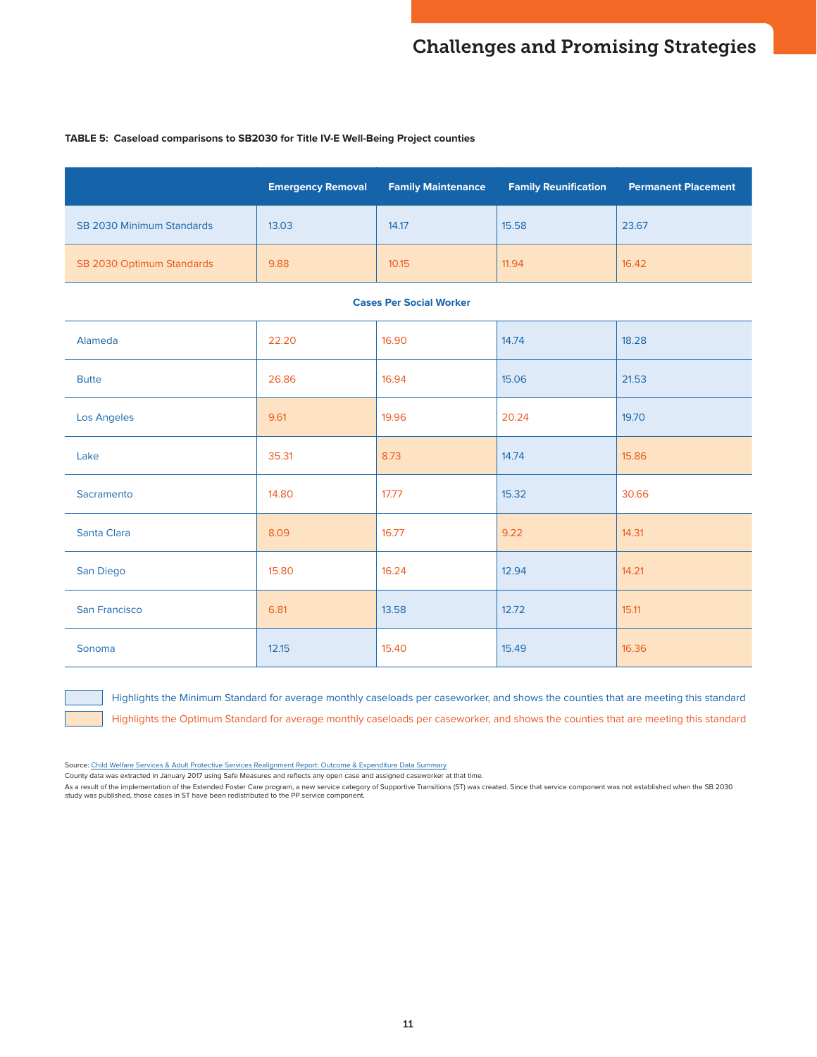**TABLE 5: Caseload comparisons to SB2030 for Title IV-E Well-Being Project counties**

| | Emergency Removal | Family Maintenance | Family Reunification | Permanent Placement |
|---|---|---|---|---|
| SB 2030 Minimum Standards | 13.03 | 14.17 | 15.58 | 23.67 |
| SB 2030 Optimum Standards | 9.88 | 10.15 | 11.94 | 16.42 |
| **Cases Per Social Worker** | | | | |
| Alameda | 22.20 | 16.90 | 14.74 | 18.28 |
| Butte | 26.86 | 16.94 | 15.06 | 21.53 |
| Los Angeles | 9.61 | 19.96 | 20.24 | 19.70 |
| Lake | 35.31 | 8.73 | 14.74 | 15.86 |
| Sacramento | 14.80 | 17.77 | 15.32 | 30.66 |
| Santa Clara | 8.09 | 16.77 | 9.22 | 14.31 |
| San Diego | 15.80 | 16.24 | 12.94 | 14.21 |
| San Francisco | 6.81 | 13.58 | 12.72 | 15.11 |
| Sonoma | 12.15 | 15.40 | 15.49 | 16.36 |

Highlights the Minimum Standard for average monthly caseloads per caseworker, and shows the counties that are meeting this standard

Highlights the Optimum Standard for average monthly caseloads per caseworker, and shows the counties that are meeting this standard

Source: Child Welfare Services & Adult Protective Services Realignment Report: Outcome & Expenditure Data Summary

County data was extracted in January 2017 using Safe Measures and reflects any open case and assigned caseworker at that time.

As a result of the implementation of the Extended Foster Care program, a new service category of Supportive Transitions (ST) was created. Since that service component was not established when the SB 2030 study was published, those cases in ST have been redistributed to the PP service component.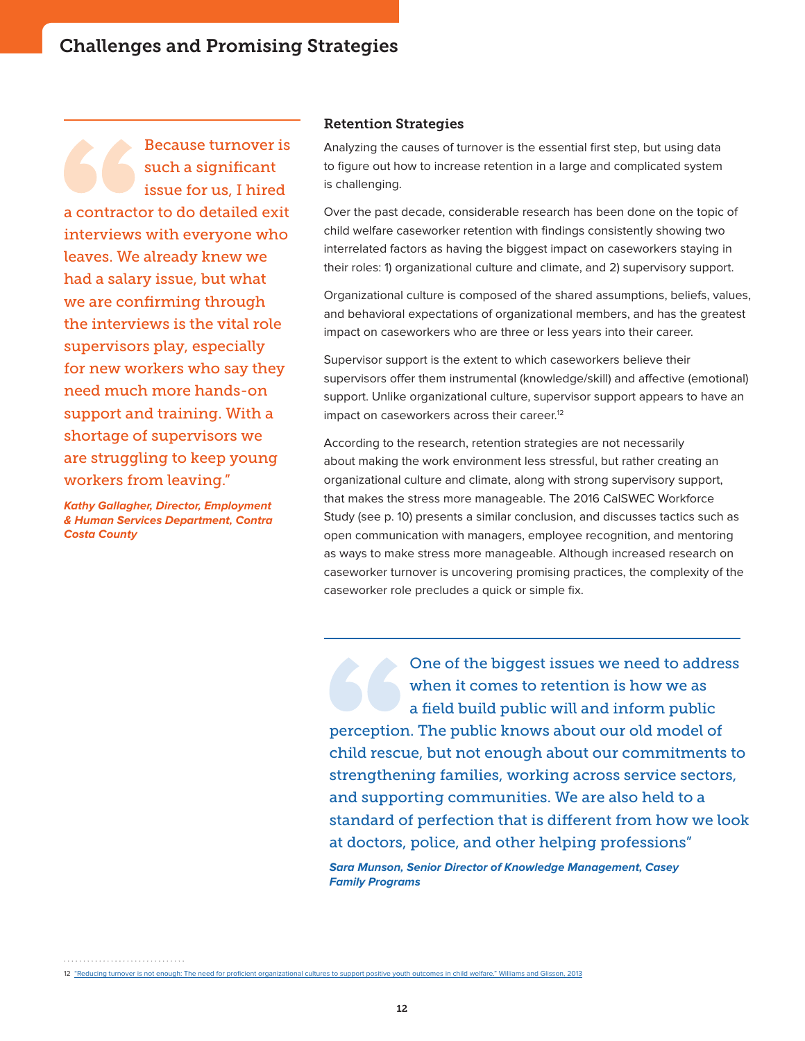## Challenges and Promising Strategies

> Because turnover is such a significant issue for us, I hired a contractor to do detailed exit interviews with everyone who leaves. We already knew we had a salary issue, but what we are confirming through the interviews is the vital role supervisors play, especially for new workers who say they need much more hands-on support and training. With a shortage of supervisors we are struggling to keep young workers from leaving."
>
> ***Kathy Gallagher, Director, Employment & Human Services Department, Contra Costa County***

### Retention Strategies

Analyzing the causes of turnover is the essential first step, but using data to figure out how to increase retention in a large and complicated system is challenging.

Over the past decade, considerable research has been done on the topic of child welfare caseworker retention with findings consistently showing two interrelated factors as having the biggest impact on caseworkers staying in their roles: 1) organizational culture and climate, and 2) supervisory support.

Organizational culture is composed of the shared assumptions, beliefs, values, and behavioral expectations of organizational members, and has the greatest impact on caseworkers who are three or less years into their career.

Supervisor support is the extent to which caseworkers believe their supervisors offer them instrumental (knowledge/skill) and affective (emotional) support. Unlike organizational culture, supervisor support appears to have an impact on caseworkers across their career.[12]

According to the research, retention strategies are not necessarily about making the work environment less stressful, but rather creating an organizational culture and climate, along with strong supervisory support, that makes the stress more manageable. The 2016 CalSWEC Workforce Study (see p. 10) presents a similar conclusion, and discusses tactics such as open communication with managers, employee recognition, and mentoring as ways to make stress more manageable. Although increased research on caseworker turnover is uncovering promising practices, the complexity of the caseworker role precludes a quick or simple fix.

> One of the biggest issues we need to address when it comes to retention is how we as a field build public will and inform public perception. The public knows about our old model of child rescue, but not enough about our commitments to strengthening families, working across service sectors, and supporting communities. We are also held to a standard of perfection that is different from how we look at doctors, police, and other helping professions"
>
> ***Sara Munson, Senior Director of Knowledge Management, Casey Family Programs***

12 "Reducing turnover is not enough: The need for proficient organizational cultures to support positive youth outcomes in child welfare." Williams and Glisson, 2013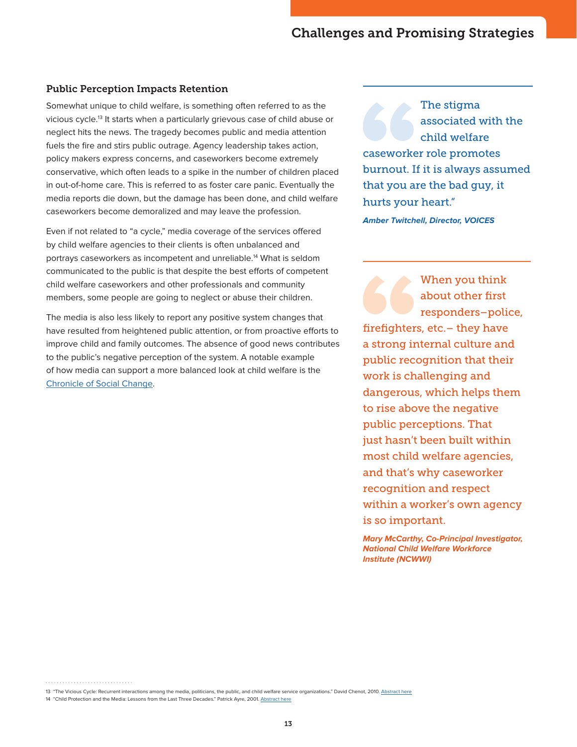## Public Perception Impacts Retention

Somewhat unique to child welfare, is something often referred to as the vicious cycle.[13] It starts when a particularly grievous case of child abuse or neglect hits the news. The tragedy becomes public and media attention fuels the fire and stirs public outrage. Agency leadership takes action, policy makers express concerns, and caseworkers become extremely conservative, which often leads to a spike in the number of children placed in out-of-home care. This is referred to as foster care panic. Eventually the media reports die down, but the damage has been done, and child welfare caseworkers become demoralized and may leave the profession.

Even if not related to "a cycle," media coverage of the services offered by child welfare agencies to their clients is often unbalanced and portrays caseworkers as incompetent and unreliable.[14] What is seldom communicated to the public is that despite the best efforts of competent child welfare caseworkers and other professionals and community members, some people are going to neglect or abuse their children.

The media is also less likely to report any positive system changes that have resulted from heightened public attention, or from proactive efforts to improve child and family outcomes. The absence of good news contributes to the public's negative perception of the system. A notable example of how media can support a more balanced look at child welfare is the Chronicle of Social Change.

> The stigma associated with the child welfare caseworker role promotes burnout. If it is always assumed that you are the bad guy, it hurts your heart."
>
> ***Amber Twitchell, Director, VOICES***

> When you think about other first responders–police, firefighters, etc.– they have a strong internal culture and public recognition that their work is challenging and dangerous, which helps them to rise above the negative public perceptions. That just hasn't been built within most child welfare agencies, and that's why caseworker recognition and respect within a worker's own agency is so important.
>
> ***Mary McCarthy, Co-Principal Investigator, National Child Welfare Workforce Institute (NCWWI)***

---

13 "The Vicious Cycle: Recurrent interactions among the media, politicians, the public, and child welfare service organizations." David Chenot, 2010. Abstract here

14 "Child Protection and the Media: Lessons from the Last Three Decades." Patrick Ayre, 2001. Abstract here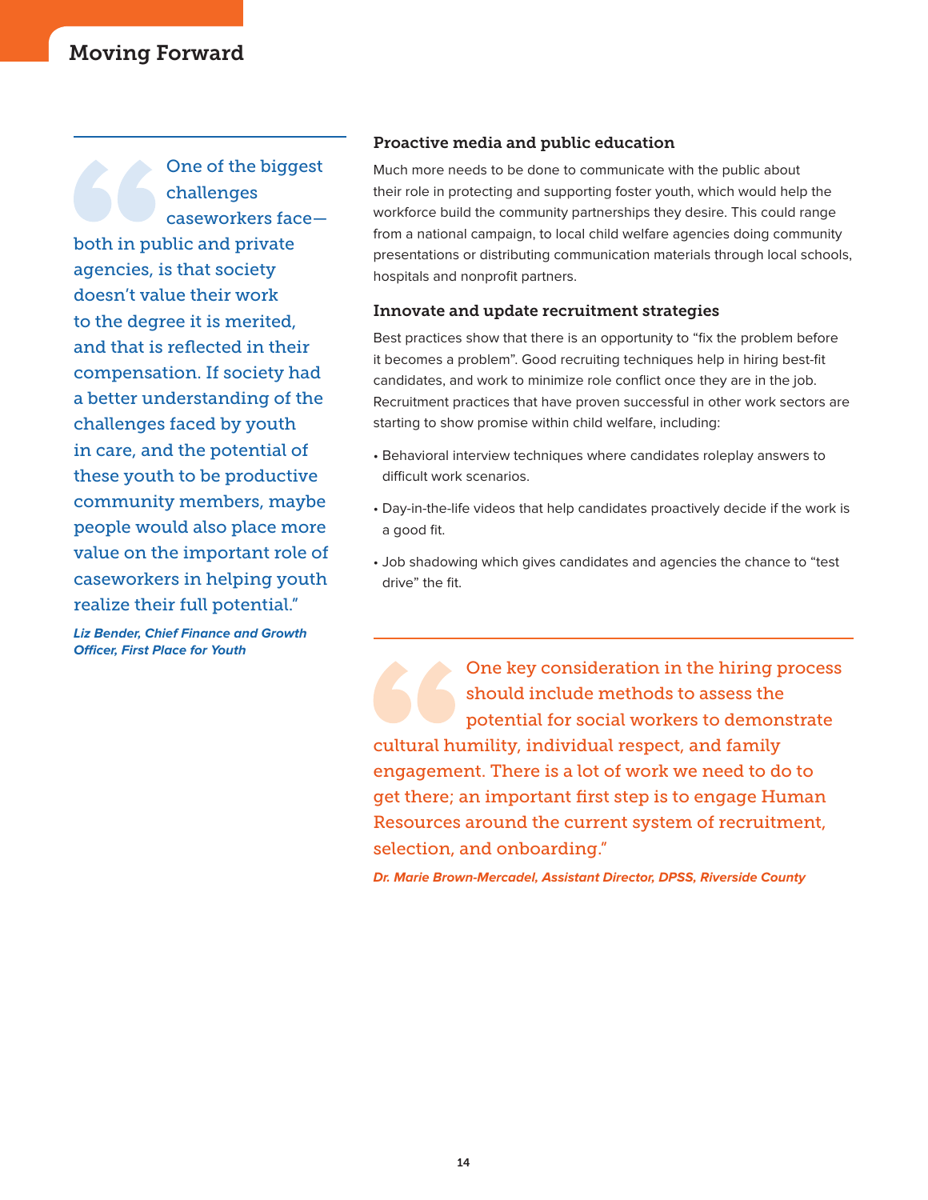# Moving Forward

> One of the biggest challenges caseworkers face—both in public and private agencies, is that society doesn't value their work to the degree it is merited, and that is reflected in their compensation. If society had a better understanding of the challenges faced by youth in care, and the potential of these youth to be productive community members, maybe people would also place more value on the important role of caseworkers in helping youth realize their full potential."
>
> ***Liz Bender, Chief Finance and Growth Officer, First Place for Youth***

### Proactive media and public education

Much more needs to be done to communicate with the public about their role in protecting and supporting foster youth, which would help the workforce build the community partnerships they desire. This could range from a national campaign, to local child welfare agencies doing community presentations or distributing communication materials through local schools, hospitals and nonprofit partners.

### Innovate and update recruitment strategies

Best practices show that there is an opportunity to "fix the problem before it becomes a problem". Good recruiting techniques help in hiring best-fit candidates, and work to minimize role conflict once they are in the job. Recruitment practices that have proven successful in other work sectors are starting to show promise within child welfare, including:

- Behavioral interview techniques where candidates roleplay answers to difficult work scenarios.
- Day-in-the-life videos that help candidates proactively decide if the work is a good fit.
- Job shadowing which gives candidates and agencies the chance to "test drive" the fit.

> One key consideration in the hiring process should include methods to assess the potential for social workers to demonstrate cultural humility, individual respect, and family engagement. There is a lot of work we need to do to get there; an important first step is to engage Human Resources around the current system of recruitment, selection, and onboarding."
>
> ***Dr. Marie Brown-Mercadel, Assistant Director, DPSS, Riverside County***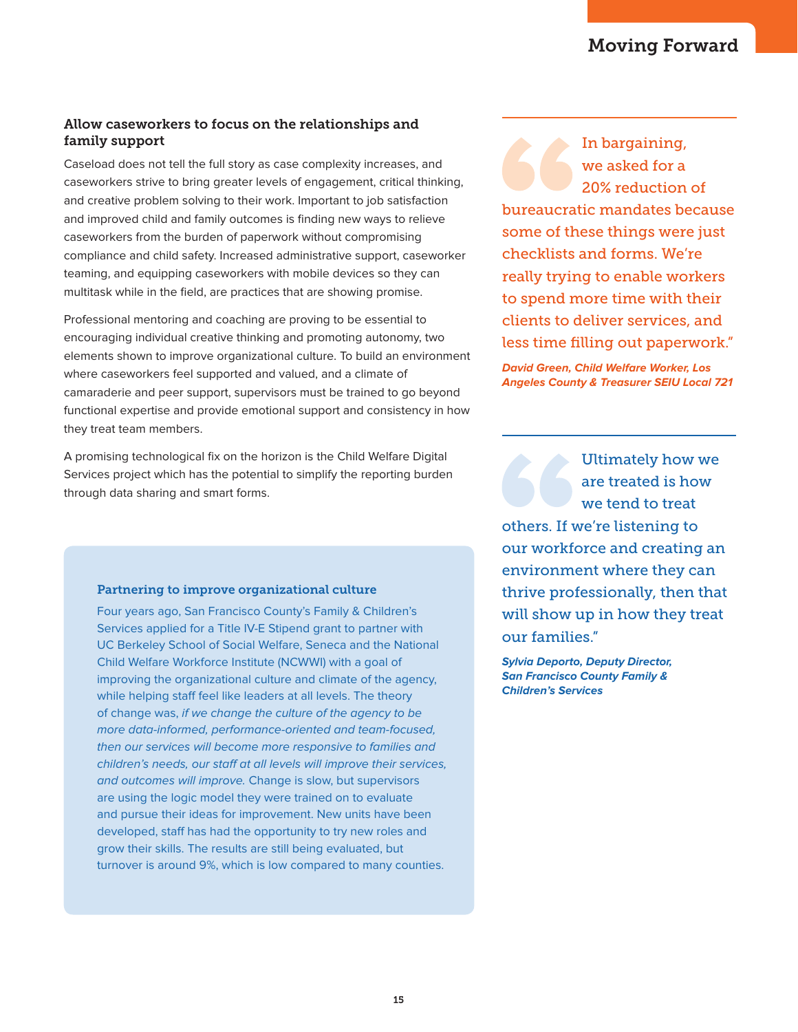### Allow caseworkers to focus on the relationships and family support

Caseload does not tell the full story as case complexity increases, and caseworkers strive to bring greater levels of engagement, critical thinking, and creative problem solving to their work. Important to job satisfaction and improved child and family outcomes is finding new ways to relieve caseworkers from the burden of paperwork without compromising compliance and child safety. Increased administrative support, caseworker teaming, and equipping caseworkers with mobile devices so they can multitask while in the field, are practices that are showing promise.

Professional mentoring and coaching are proving to be essential to encouraging individual creative thinking and promoting autonomy, two elements shown to improve organizational culture. To build an environment where caseworkers feel supported and valued, and a climate of camaraderie and peer support, supervisors must be trained to go beyond functional expertise and provide emotional support and consistency in how they treat team members.

A promising technological fix on the horizon is the Child Welfare Digital Services project which has the potential to simplify the reporting burden through data sharing and smart forms.

#### Partnering to improve organizational culture

Four years ago, San Francisco County's Family & Children's Services applied for a Title IV-E Stipend grant to partner with UC Berkeley School of Social Welfare, Seneca and the National Child Welfare Workforce Institute (NCWWI) with a goal of improving the organizational culture and climate of the agency, while helping staff feel like leaders at all levels. The theory of change was, *if we change the culture of the agency to be more data-informed, performance-oriented and team-focused, then our services will become more responsive to families and children's needs, our staff at all levels will improve their services, and outcomes will improve.* Change is slow, but supervisors are using the logic model they were trained on to evaluate and pursue their ideas for improvement. New units have been developed, staff has had the opportunity to try new roles and grow their skills. The results are still being evaluated, but turnover is around 9%, which is low compared to many counties.

> "In bargaining, we asked for a 20% reduction of bureaucratic mandates because some of these things were just checklists and forms. We're really trying to enable workers to spend more time with their clients to deliver services, and less time filling out paperwork."
>
> ***David Green, Child Welfare Worker, Los Angeles County & Treasurer SEIU Local 721***

> "Ultimately how we are treated is how we tend to treat others. If we're listening to our workforce and creating an environment where they can thrive professionally, then that will show up in how they treat our families."
>
> ***Sylvia Deporto, Deputy Director, San Francisco County Family & Children's Services***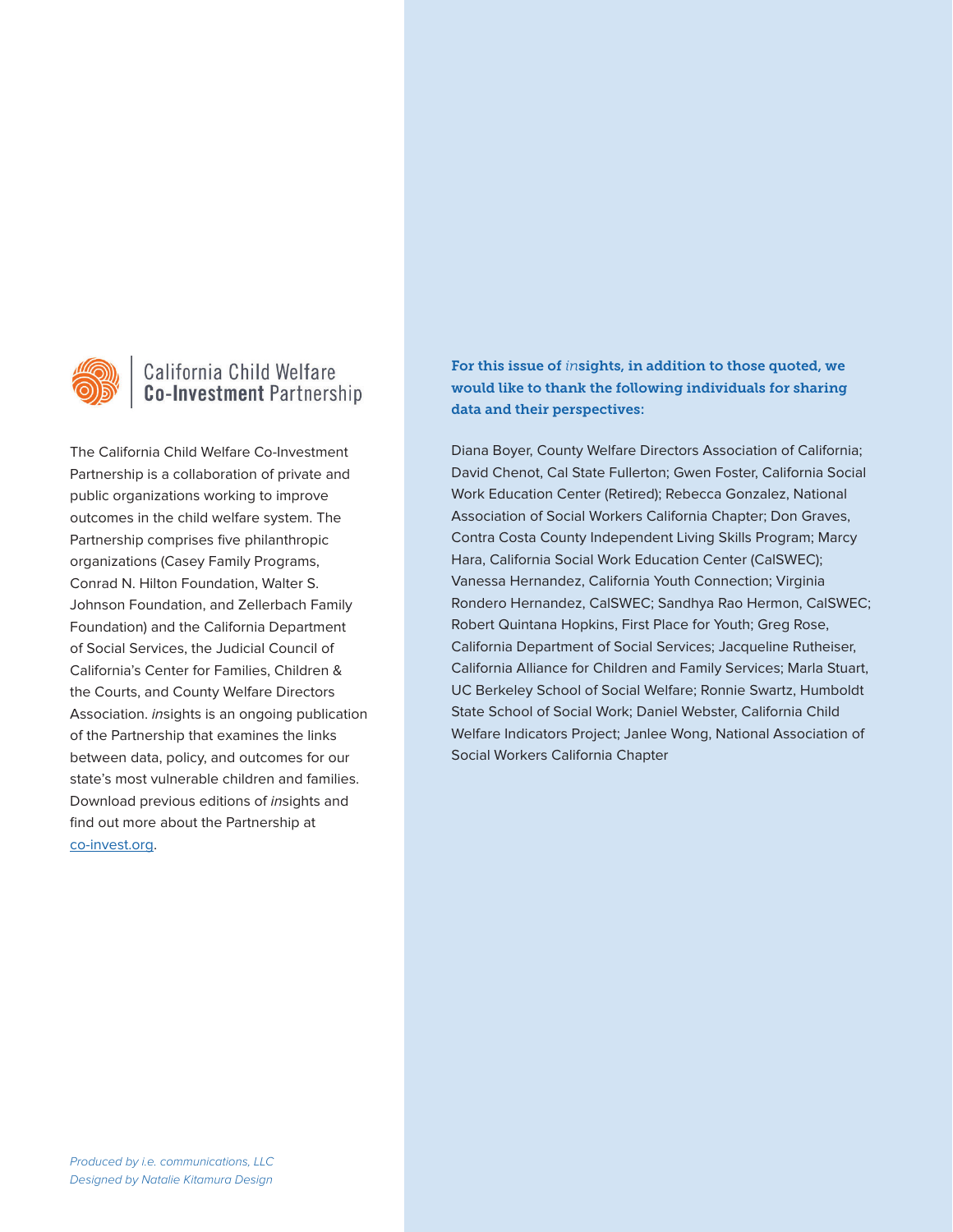California Child Welfare **Co-Investment** Partnership

The California Child Welfare Co-Investment Partnership is a collaboration of private and public organizations working to improve outcomes in the child welfare system. The Partnership comprises five philanthropic organizations (Casey Family Programs, Conrad N. Hilton Foundation, Walter S. Johnson Foundation, and Zellerbach Family Foundation) and the California Department of Social Services, the Judicial Council of California's Center for Families, Children & the Courts, and County Welfare Directors Association. *in*sights is an ongoing publication of the Partnership that examines the links between data, policy, and outcomes for our state's most vulnerable children and families. Download previous editions of *in*sights and find out more about the Partnership at co-invest.org.

**For this issue of *in*sights, in addition to those quoted, we would like to thank the following individuals for sharing data and their perspectives:**

Diana Boyer, County Welfare Directors Association of California; David Chenot, Cal State Fullerton; Gwen Foster, California Social Work Education Center (Retired); Rebecca Gonzalez, National Association of Social Workers California Chapter; Don Graves, Contra Costa County Independent Living Skills Program; Marcy Hara, California Social Work Education Center (CalSWEC); Vanessa Hernandez, California Youth Connection; Virginia Rondero Hernandez, CalSWEC; Sandhya Rao Hermon, CalSWEC; Robert Quintana Hopkins, First Place for Youth; Greg Rose, California Department of Social Services; Jacqueline Rutheiser, California Alliance for Children and Family Services; Marla Stuart, UC Berkeley School of Social Welfare; Ronnie Swartz, Humboldt State School of Social Work; Daniel Webster, California Child Welfare Indicators Project; Janlee Wong, National Association of Social Workers California Chapter

*Produced by i.e. communications, LLC*
*Designed by Natalie Kitamura Design*